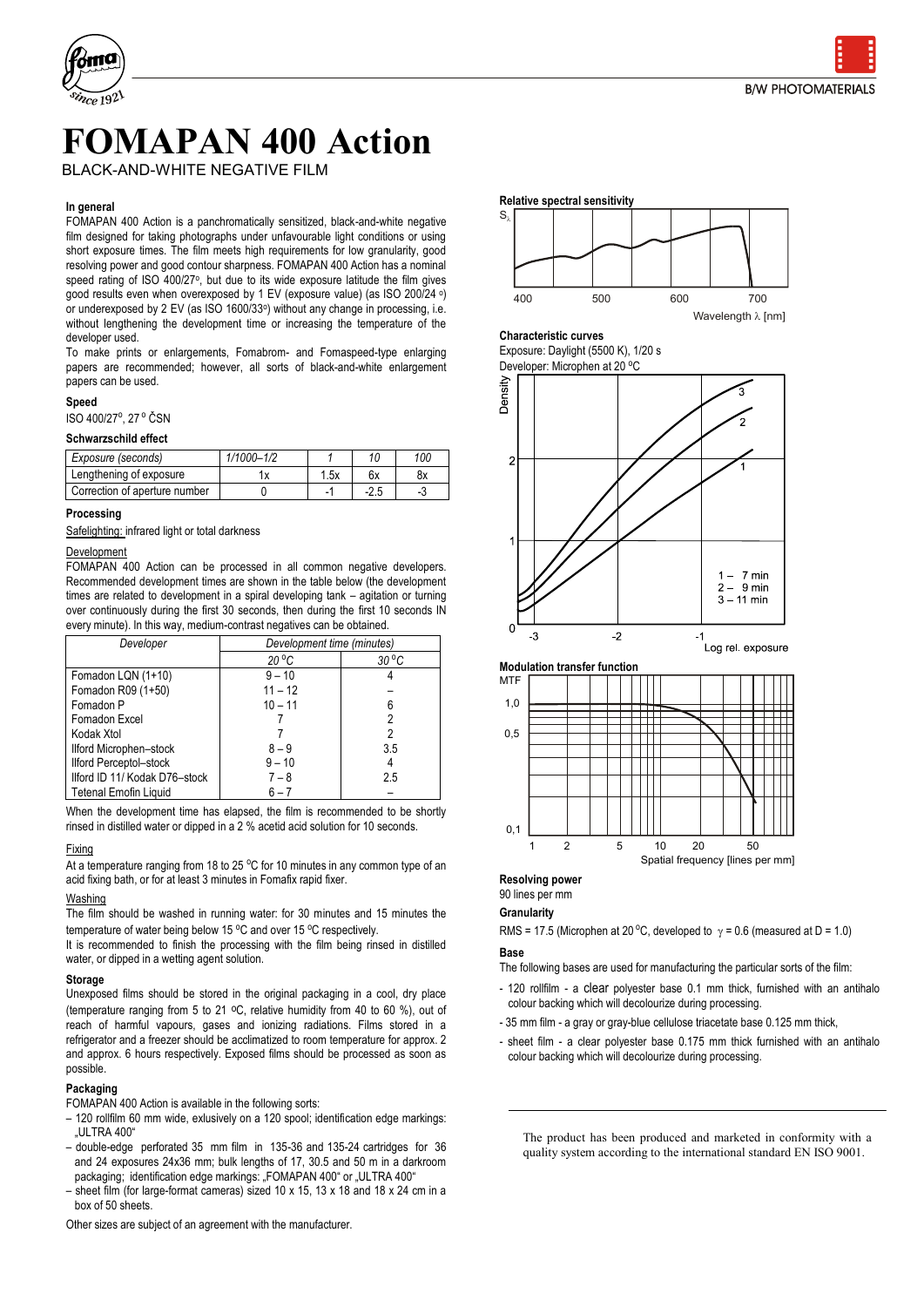# FOMAPAN 400 Action

BLACK-AND-WHITE NEGATIVE FILM

### In general

FOMAPAN 400 Action is a panchromatically sensitized, black-and-white negative film designed for taking photographs under unfavourable light conditions or using short exposure times. The film meets high requirements for low granularity, good resolving power and good contour sharpness. FOMAPAN 400 Action has a nominal speed rating of ISO 400/27°, but due to its wide exposure latitude the film gives good results even when overexposed by 1 EV (exposure value) (as ISO 200/24 °) or underexposed by 2 EV (as ISO 1600/33°) without any change in processing, i.e. without lengthening the development time or increasing the temperature of the developer used.

To make prints or enlargements, Fomabrom- and Fomaspeed-type enlarging papers are recommended; however, all sorts of black-and-white enlargement papers can be used.

### Speed

ISO 400/27°, 27° ČSN

### Schwarzschild effect

| Exposure (seconds) | 1/1000–1/2 | 1 | 10 | 100 |
|---|---|---|---|---|
| Lengthening of exposure | 1x | 1.5x | 6x | 8x |
| Correction of aperture number | 0 | -1 | -2.5 | -3 |

### Processing

Safelighting: infrared light or total darkness

#### Development

FOMAPAN 400 Action can be processed in all common negative developers. Recommended development times are shown in the table below (the development times are related to development in a spiral developing tank – agitation or turning over continuously during the first 30 seconds, then during the first 10 seconds IN every minute). In this way, medium-contrast negatives can be obtained.

| Developer | Development time (minutes) | |
|---|---|---|
| | 20 °C | 30 °C |
| Fomadon LQN (1+10) | 9 – 10 | 4 |
| Fomadon R09 (1+50) | 11 – 12 | – |
| Fomadon P | 10 – 11 | 6 |
| Fomadon Excel | 7 | 2 |
| Kodak Xtol | 7 | 2 |
| Ilford Microphen–stock | 8 – 9 | 3.5 |
| Ilford Perceptol–stock | 9 – 10 | 4 |
| Ilford ID 11/ Kodak D76–stock | 7 – 8 | 2.5 |
| Tetenal Emofin Liquid | 6 – 7 | – |

When the development time has elapsed, the film is recommended to be shortly rinsed in distilled water or dipped in a 2 % acetid acid solution for 10 seconds.

#### Fixing

At a temperature ranging from 18 to 25 °C for 10 minutes in any common type of an acid fixing bath, or for at least 3 minutes in Fomafix rapid fixer.

#### Washing

The film should be washed in running water: for 30 minutes and 15 minutes the temperature of water being below 15 °C and over 15 °C respectively.

It is recommended to finish the processing with the film being rinsed in distilled water, or dipped in a wetting agent solution.

### Storage

Unexposed films should be stored in the original packaging in a cool, dry place (temperature ranging from 5 to 21 °C, relative humidity from 40 to 60 %), out of reach of harmful vapours, gases and ionizing radiations. Films stored in a refrigerator and a freezer should be acclimatized to room temperature for approx. 2 and approx. 6 hours respectively. Exposed films should be processed as soon as possible.

### Packaging

FOMAPAN 400 Action is available in the following sorts:

- 120 rollfilm 60 mm wide, exlusively on a 120 spool; identification edge markings: „ULTRA 400"
- double-edge perforated 35 mm film in 135-36 and 135-24 cartridges for 36 and 24 exposures 24x36 mm; bulk lengths of 17, 30.5 and 50 m in a darkroom packaging; identification edge markings: „FOMAPAN 400" or „ULTRA 400"
- sheet film (for large-format cameras) sized 10 x 15, 13 x 18 and 18 x 24 cm in a box of 50 sheets.

Other sizes are subject of an agreement with the manufacturer.

### Relative spectral sensitivity

### Characteristic curves

Exposure: Daylight (5500 K), 1/20 s

Developer: Microphen at 20 °C

1 – 7 min
2 – 9 min
3 – 11 min

### Modulation transfer function

### Resolving power

90 lines per mm

### Granularity

RMS = 17.5 (Microphen at 20 °C, developed to $\gamma = 0.6$ (measured at D = 1.0)

### Base

The following bases are used for manufacturing the particular sorts of the film:

- 120 rollfilm - a clear polyester base 0.1 mm thick, furnished with an antihalo colour backing which will decolourize during processing.
- 35 mm film - a gray or gray-blue cellulose triacetate base 0.125 mm thick,
- sheet film - a clear polyester base 0.175 mm thick furnished with an antihalo colour backing which will decolourize during processing.

The product has been produced and marketed in conformity with a quality system according to the international standard EN ISO 9001.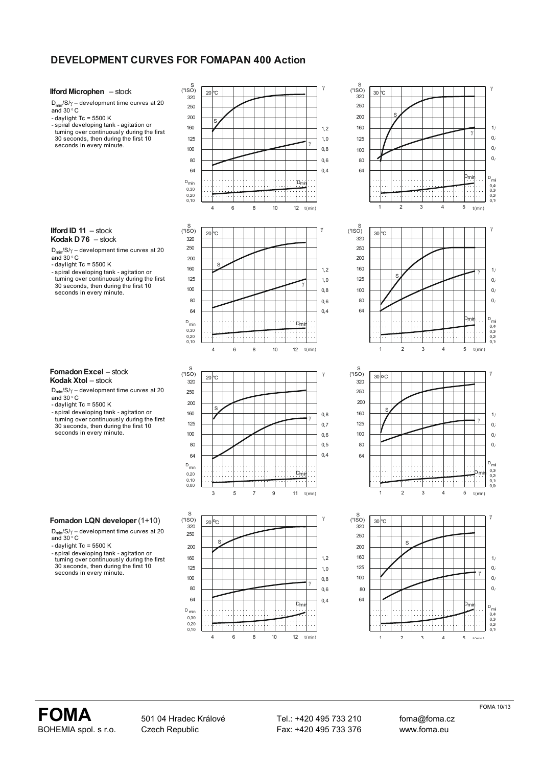## DEVELOPMENT CURVES FOR FOMAPAN 400 Action

**Ilford Microphen** – stock

$D_{min}$/S/γ – development time curves at 20 and 30 °C
- daylight Tc = 5500 K
- spiral developing tank - agitation or turning over continuously during the first 30 seconds, then during the first 10 seconds in every minute.

S (°ISO) 320 250 200 160 125 100 80 64 $D_{min}$ 0,30 0,20 0,10
20 °C
S γ $D_{min}$
γ 1,2 1,0 0,8 0,6 0,4
4 6 8 10 12 t(min)

S (°ISO) 320 250 200 160 125 100 80 64
30 °C
S γ $D_{min}$
γ 1, 0, 0, 0, $D_{mi}$ 0,4 0,3 0,2 0,1
1 2 3 4 5 t(min)

**Ilford ID 11** – stock
**Kodak D 76** – stock

$D_{min}$/S/γ – development time curves at 20 and 30 °C
- daylight Tc = 5500 K
- spiral developing tank - agitation or turning over continuously during the first 30 seconds, then during the first 10 seconds in every minute.

S (°ISO) 320 250 200 160 125 100 80 64 $D_{min}$ 0,30 0,20 0,10
20 °C
S γ $D_{min}$
γ 1,2 1,0 0,8 0,6 0,4
4 6 8 10 12 t(min)

S (°ISO) 320 250 200 160 125 100 80 64
30 °C
S γ $D_{min}$
γ 1, 0, 0, 0, $D_{mi}$ 0,4 0,3 0,2 0,1
1 2 3 4 5 t(min)

**Fomadon Excel** – stock
**Kodak Xtol** – stock

$D_{min}$/S/γ – development time curves at 20 and 30 °C
- daylight Tc = 5500 K
- spiral developing tank - agitation or turning over continuously during the first 30 seconds, then during the first 10 seconds in every minute.

S (°ISO) 320 250 200 160 125 100 80 64 $D_{min}$ 0,20 0,10 0,00
20 °C
S γ $D_{min}$
γ 0,8 0,7 0,6 0,5 0,4
3 5 7 9 11 t(min)

S (°ISO) 320 250 200 160 125 100 80 64
30 °C
S γ $D_{min}$
γ 1, 0, 0, 0, $D_{mi}$ 0,3 0,2 0,1 0,0
1 2 3 4 5 t(min)

**Fomadon LQN developer** (1+10)

$D_{min}$/S/γ – development time curves at 20 and 30 °C
- daylight Tc = 5500 K
- spiral developing tank - agitation or turning over continuously during the first 30 seconds, then during the first 10 seconds in every minute.

S (°ISO) 320 250 200 160 125 100 80 64 $D_{min}$ 0,30 0,20 0,10
20 °C
S γ $D_{min}$
γ 1,2 1,0 0,8 0,6 0,4
4 6 8 10 12 t(min)

S (°ISO) 320 250 200 160 125 100 80 64
30 °C
S γ $D_{min}$
γ 1, 0, 0, 0, $D_{mi}$ 0,4 0,3 0,2 0,1
1 2 3 4 5 t(min)

**FOMA**
BOHEMIA spol. s r.o.

501 04 Hradec Králové
Czech Republic

Tel.: +420 495 733 210
Fax: +420 495 733 376

foma@foma.cz
www.foma.eu

FOMA 10/13